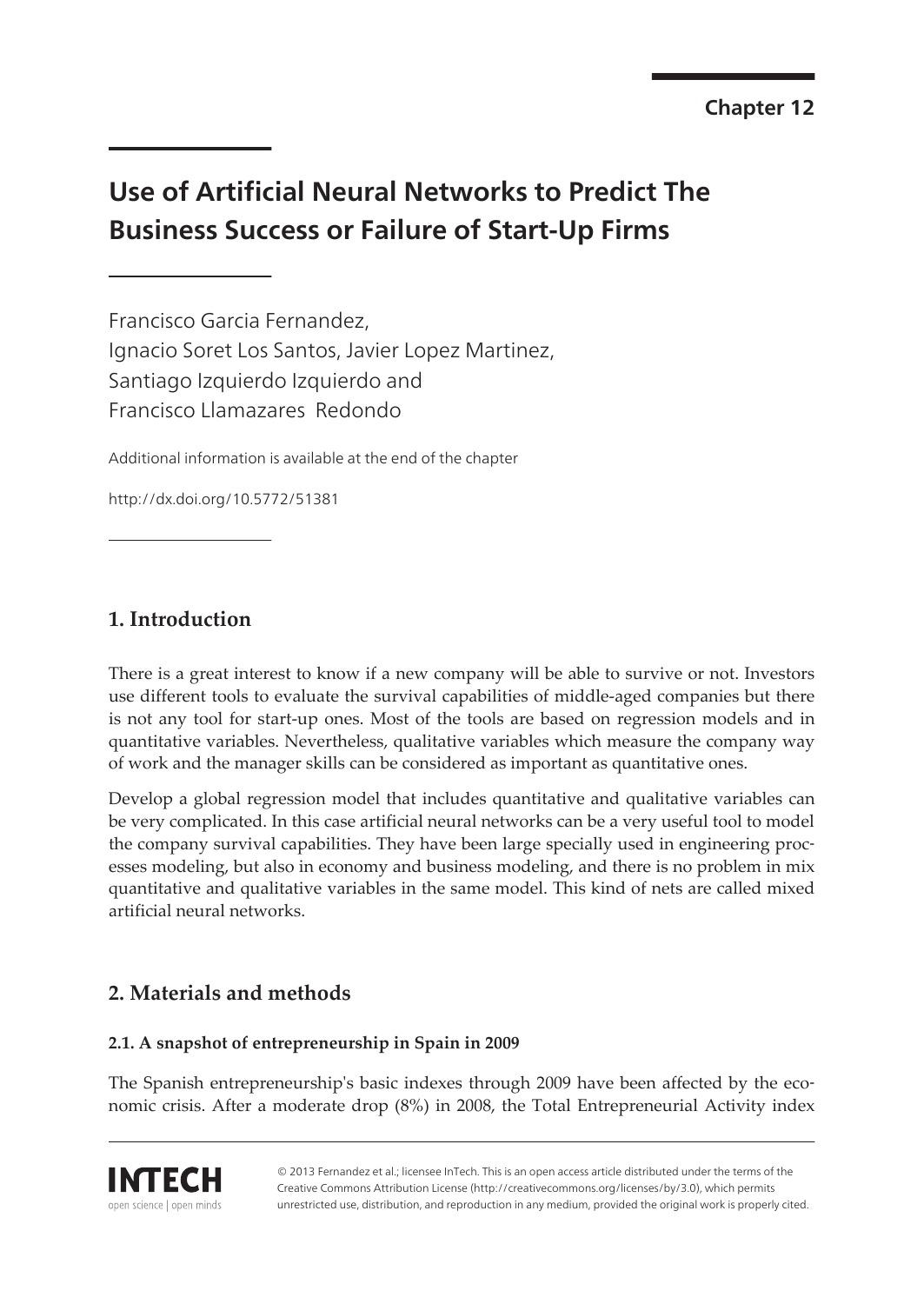Chapter 12

# Use of Artificial Neural Networks to Predict The Business Success or Failure of Start-Up Firms

Francisco Garcia Fernandez,
Ignacio Soret Los Santos, Javier Lopez Martinez,
Santiago Izquierdo Izquierdo and
Francisco Llamazares Redondo

Additional information is available at the end of the chapter

http://dx.doi.org/10.5772/51381

## 1. Introduction

There is a great interest to know if a new company will be able to survive or not. Investors use different tools to evaluate the survival capabilities of middle-aged companies but there is not any tool for start-up ones. Most of the tools are based on regression models and in quantitative variables. Nevertheless, qualitative variables which measure the company way of work and the manager skills can be considered as important as quantitative ones.

Develop a global regression model that includes quantitative and qualitative variables can be very complicated. In this case artificial neural networks can be a very useful tool to model the company survival capabilities. They have been large specially used in engineering processes modeling, but also in economy and business modeling, and there is no problem in mix quantitative and qualitative variables in the same model. This kind of nets are called mixed artificial neural networks.

## 2. Materials and methods

### 2.1. A snapshot of entrepreneurship in Spain in 2009

The Spanish entrepreneurship's basic indexes through 2009 have been affected by the economic crisis. After a moderate drop (8%) in 2008, the Total Entrepreneurial Activity index

© 2013 Fernandez et al.; licensee InTech. This is an open access article distributed under the terms of the Creative Commons Attribution License (http://creativecommons.org/licenses/by/3.0), which permits unrestricted use, distribution, and reproduction in any medium, provided the original work is properly cited.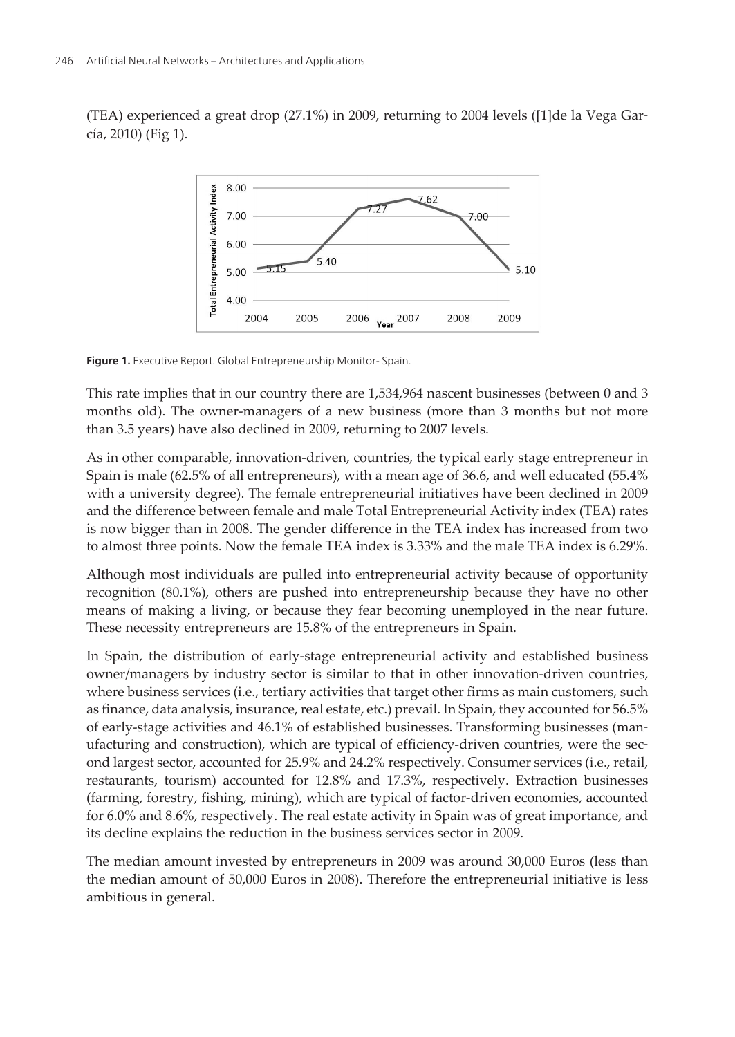(TEA) experienced a great drop (27.1%) in 2009, returning to 2004 levels ([1]de la Vega García, 2010) (Fig 1).

Figure 1. Executive Report. Global Entrepreneurship Monitor- Spain.

This rate implies that in our country there are 1,534,964 nascent businesses (between 0 and 3 months old). The owner-managers of a new business (more than 3 months but not more than 3.5 years) have also declined in 2009, returning to 2007 levels.

As in other comparable, innovation-driven, countries, the typical early stage entrepreneur in Spain is male (62.5% of all entrepreneurs), with a mean age of 36.6, and well educated (55.4% with a university degree). The female entrepreneurial initiatives have been declined in 2009 and the difference between female and male Total Entrepreneurial Activity index (TEA) rates is now bigger than in 2008. The gender difference in the TEA index has increased from two to almost three points. Now the female TEA index is 3.33% and the male TEA index is 6.29%.

Although most individuals are pulled into entrepreneurial activity because of opportunity recognition (80.1%), others are pushed into entrepreneurship because they have no other means of making a living, or because they fear becoming unemployed in the near future. These necessity entrepreneurs are 15.8% of the entrepreneurs in Spain.

In Spain, the distribution of early-stage entrepreneurial activity and established business owner/managers by industry sector is similar to that in other innovation-driven countries, where business services (i.e., tertiary activities that target other firms as main customers, such as finance, data analysis, insurance, real estate, etc.) prevail. In Spain, they accounted for 56.5% of early-stage activities and 46.1% of established businesses. Transforming businesses (manufacturing and construction), which are typical of efficiency-driven countries, were the second largest sector, accounted for 25.9% and 24.2% respectively. Consumer services (i.e., retail, restaurants, tourism) accounted for 12.8% and 17.3%, respectively. Extraction businesses (farming, forestry, fishing, mining), which are typical of factor-driven economies, accounted for 6.0% and 8.6%, respectively. The real estate activity in Spain was of great importance, and its decline explains the reduction in the business services sector in 2009.

The median amount invested by entrepreneurs in 2009 was around 30,000 Euros (less than the median amount of 50,000 Euros in 2008). Therefore the entrepreneurial initiative is less ambitious in general.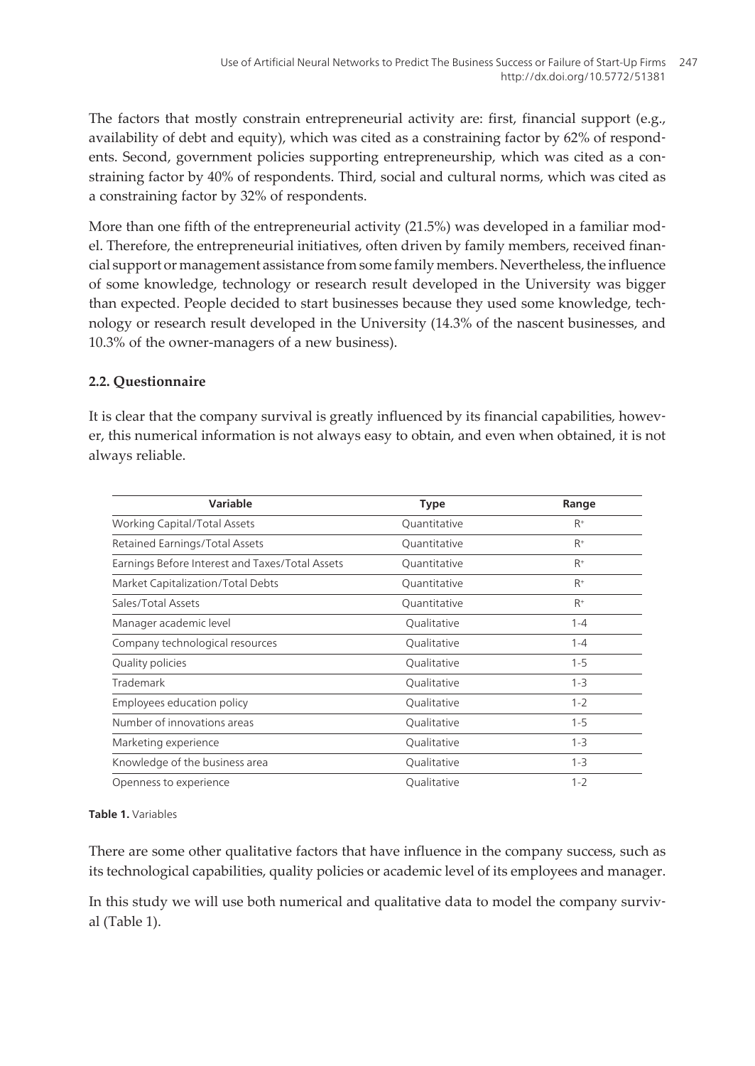The factors that mostly constrain entrepreneurial activity are: first, financial support (e.g., availability of debt and equity), which was cited as a constraining factor by 62% of respondents. Second, government policies supporting entrepreneurship, which was cited as a constraining factor by 40% of respondents. Third, social and cultural norms, which was cited as a constraining factor by 32% of respondents.

More than one fifth of the entrepreneurial activity (21.5%) was developed in a familiar model. Therefore, the entrepreneurial initiatives, often driven by family members, received financial support or management assistance from some family members. Nevertheless, the influence of some knowledge, technology or research result developed in the University was bigger than expected. People decided to start businesses because they used some knowledge, technology or research result developed in the University (14.3% of the nascent businesses, and 10.3% of the owner-managers of a new business).

### 2.2. Questionnaire

It is clear that the company survival is greatly influenced by its financial capabilities, however, this numerical information is not always easy to obtain, and even when obtained, it is not always reliable.

| Variable | Type | Range |
|---|---|---|
| Working Capital/Total Assets | Quantitative | $R^+$ |
| Retained Earnings/Total Assets | Quantitative | $R^+$ |
| Earnings Before Interest and Taxes/Total Assets | Quantitative | $R^+$ |
| Market Capitalization/Total Debts | Quantitative | $R^+$ |
| Sales/Total Assets | Quantitative | $R^+$ |
| Manager academic level | Qualitative | 1-4 |
| Company technological resources | Qualitative | 1-4 |
| Quality policies | Qualitative | 1-5 |
| Trademark | Qualitative | 1-3 |
| Employees education policy | Qualitative | 1-2 |
| Number of innovations areas | Qualitative | 1-5 |
| Marketing experience | Qualitative | 1-3 |
| Knowledge of the business area | Qualitative | 1-3 |
| Openness to experience | Qualitative | 1-2 |

**Table 1.** Variables

There are some other qualitative factors that have influence in the company success, such as its technological capabilities, quality policies or academic level of its employees and manager.

In this study we will use both numerical and qualitative data to model the company survival (Table 1).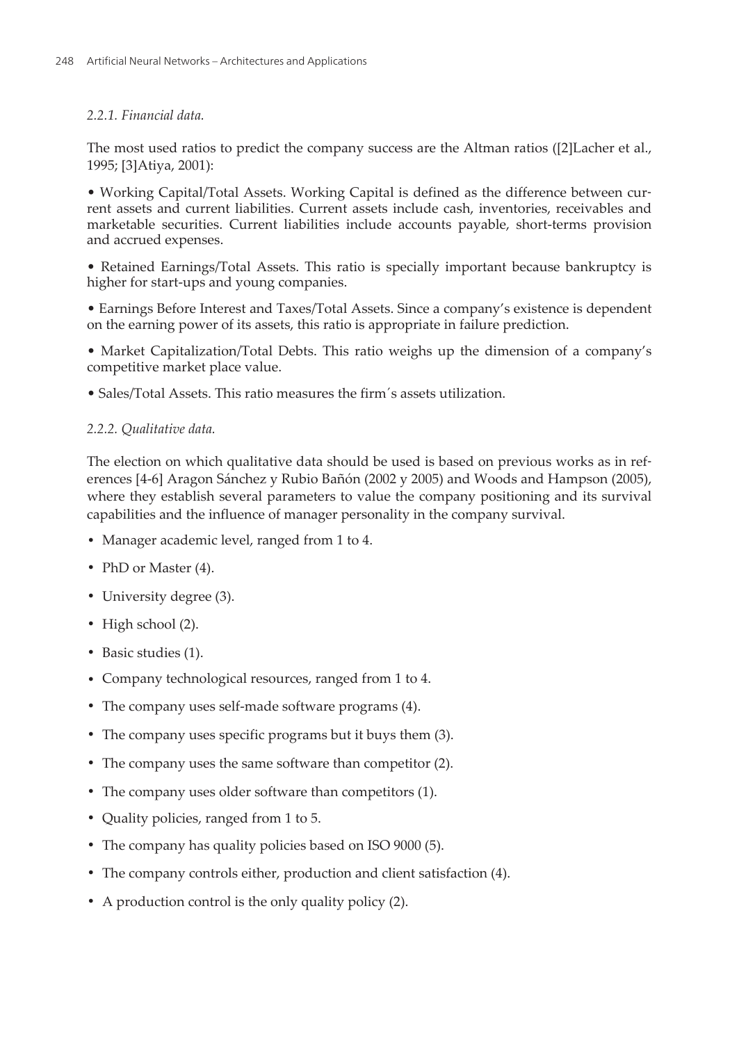*2.2.1. Financial data.*

The most used ratios to predict the company success are the Altman ratios ([2]Lacher et al., 1995; [3]Atiya, 2001):

• Working Capital/Total Assets. Working Capital is defined as the difference between current assets and current liabilities. Current assets include cash, inventories, receivables and marketable securities. Current liabilities include accounts payable, short-terms provision and accrued expenses.

• Retained Earnings/Total Assets. This ratio is specially important because bankruptcy is higher for start-ups and young companies.

• Earnings Before Interest and Taxes/Total Assets. Since a company's existence is dependent on the earning power of its assets, this ratio is appropriate in failure prediction.

• Market Capitalization/Total Debts. This ratio weighs up the dimension of a company's competitive market place value.

• Sales/Total Assets. This ratio measures the firm´s assets utilization.

*2.2.2. Qualitative data.*

The election on which qualitative data should be used is based on previous works as in references [4-6] Aragon Sánchez y Rubio Bañón (2002 y 2005) and Woods and Hampson (2005), where they establish several parameters to value the company positioning and its survival capabilities and the influence of manager personality in the company survival.

- Manager academic level, ranged from 1 to 4.
- PhD or Master (4).
- University degree (3).
- High school (2).
- Basic studies (1).
- Company technological resources, ranged from 1 to 4.
- The company uses self-made software programs (4).
- The company uses specific programs but it buys them (3).
- The company uses the same software than competitor (2).
- The company uses older software than competitors (1).
- Quality policies, ranged from 1 to 5.
- The company has quality policies based on ISO 9000 (5).
- The company controls either, production and client satisfaction (4).
- A production control is the only quality policy (2).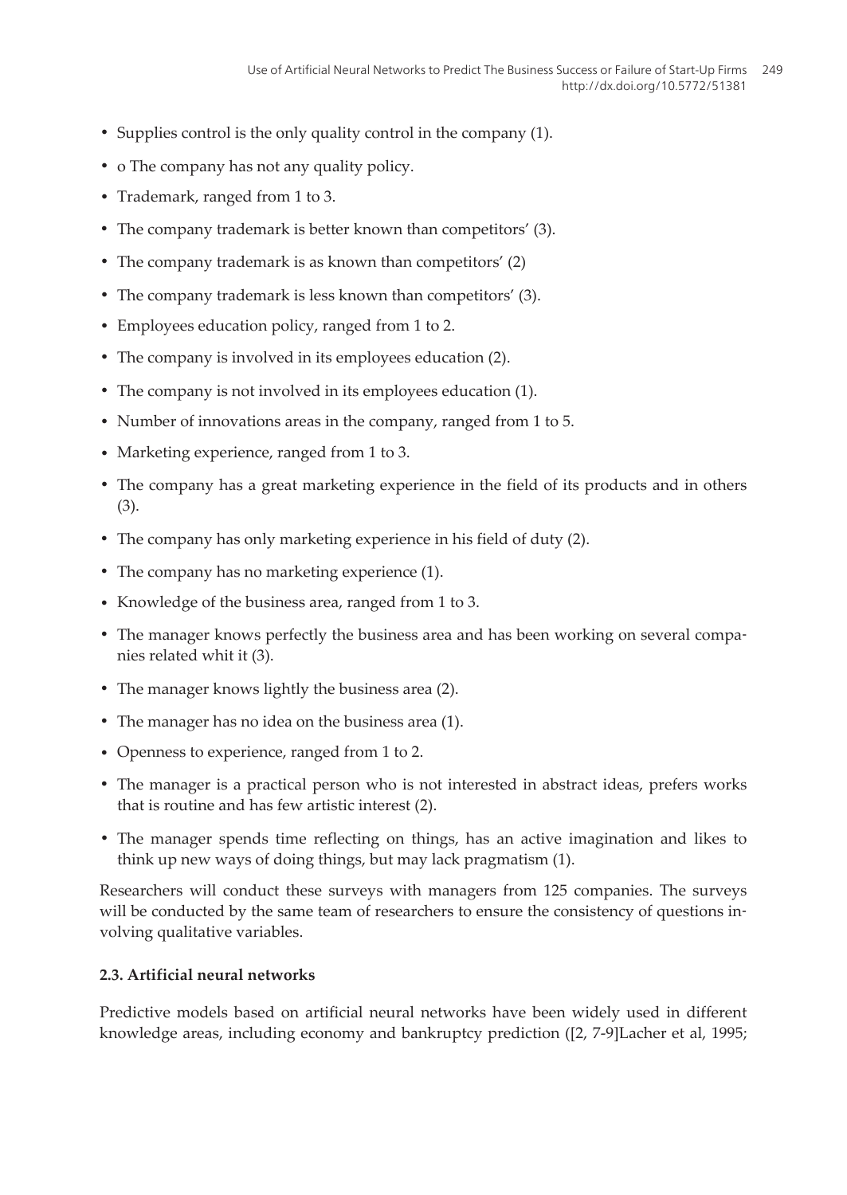- Supplies control is the only quality control in the company (1).
- o The company has not any quality policy.
- Trademark, ranged from 1 to 3.
- The company trademark is better known than competitors' (3).
- The company trademark is as known than competitors' (2)
- The company trademark is less known than competitors' (3).
- Employees education policy, ranged from 1 to 2.
- The company is involved in its employees education (2).
- The company is not involved in its employees education (1).
- Number of innovations areas in the company, ranged from 1 to 5.
- Marketing experience, ranged from 1 to 3.
- The company has a great marketing experience in the field of its products and in others (3).
- The company has only marketing experience in his field of duty (2).
- The company has no marketing experience (1).
- Knowledge of the business area, ranged from 1 to 3.
- The manager knows perfectly the business area and has been working on several companies related whit it (3).
- The manager knows lightly the business area (2).
- The manager has no idea on the business area (1).
- Openness to experience, ranged from 1 to 2.
- The manager is a practical person who is not interested in abstract ideas, prefers works that is routine and has few artistic interest (2).
- The manager spends time reflecting on things, has an active imagination and likes to think up new ways of doing things, but may lack pragmatism (1).

Researchers will conduct these surveys with managers from 125 companies. The surveys will be conducted by the same team of researchers to ensure the consistency of questions involving qualitative variables.

### 2.3. Artificial neural networks

Predictive models based on artificial neural networks have been widely used in different knowledge areas, including economy and bankruptcy prediction ([2, 7-9]Lacher et al, 1995;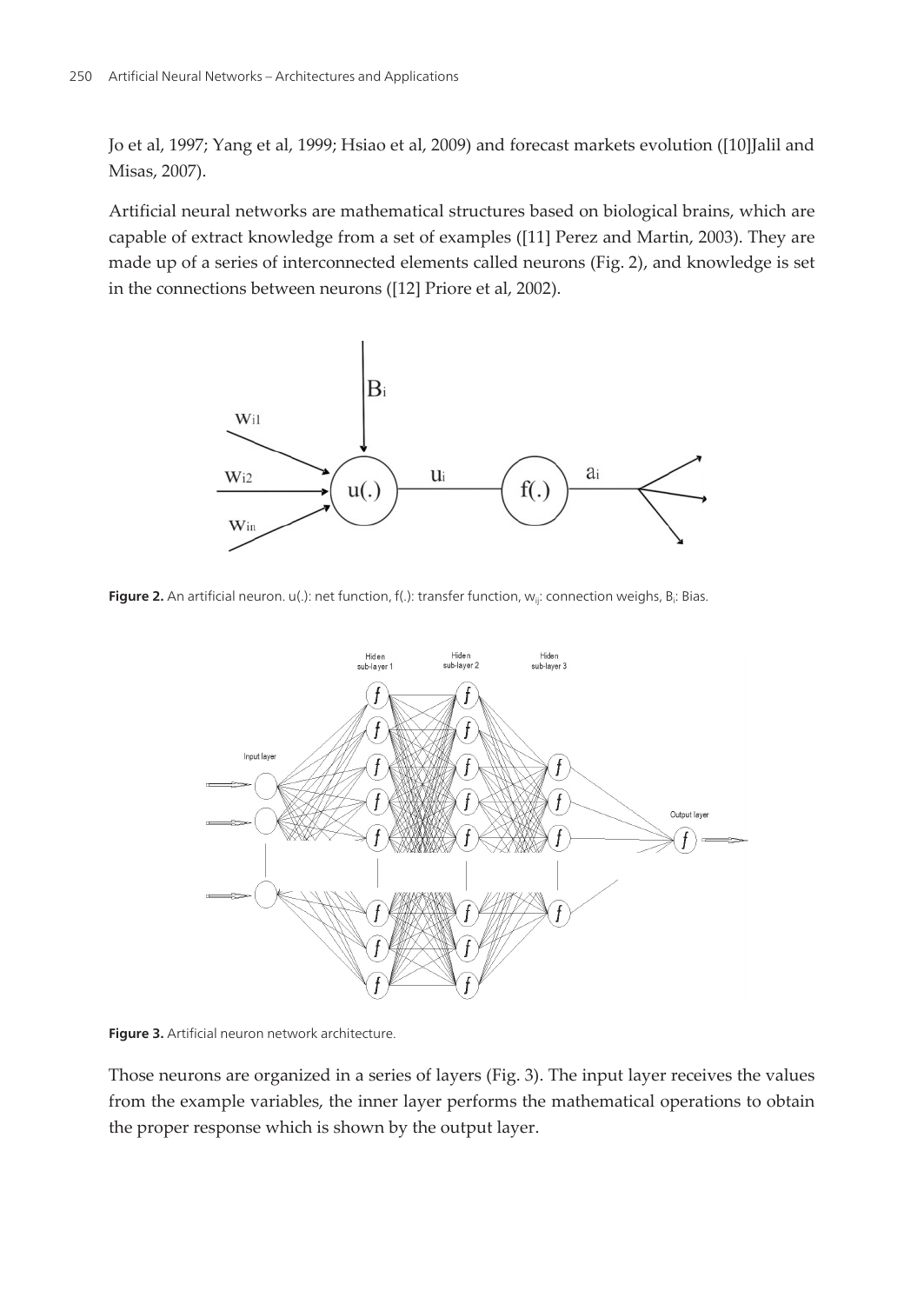Jo et al, 1997; Yang et al, 1999; Hsiao et al, 2009) and forecast markets evolution ([10]Jalil and Misas, 2007).

Artificial neural networks are mathematical structures based on biological brains, which are capable of extract knowledge from a set of examples ([11] Perez and Martin, 2003). They are made up of a series of interconnected elements called neurons (Fig. 2), and knowledge is set in the connections between neurons ([12] Priore et al, 2002).

**Figure 2.** An artificial neuron. u(.): net function, f(.): transfer function, $w_{ij}$: connection weighs, $B_i$: Bias.

**Figure 3.** Artificial neuron network architecture.

Those neurons are organized in a series of layers (Fig. 3). The input layer receives the values from the example variables, the inner layer performs the mathematical operations to obtain the proper response which is shown by the output layer.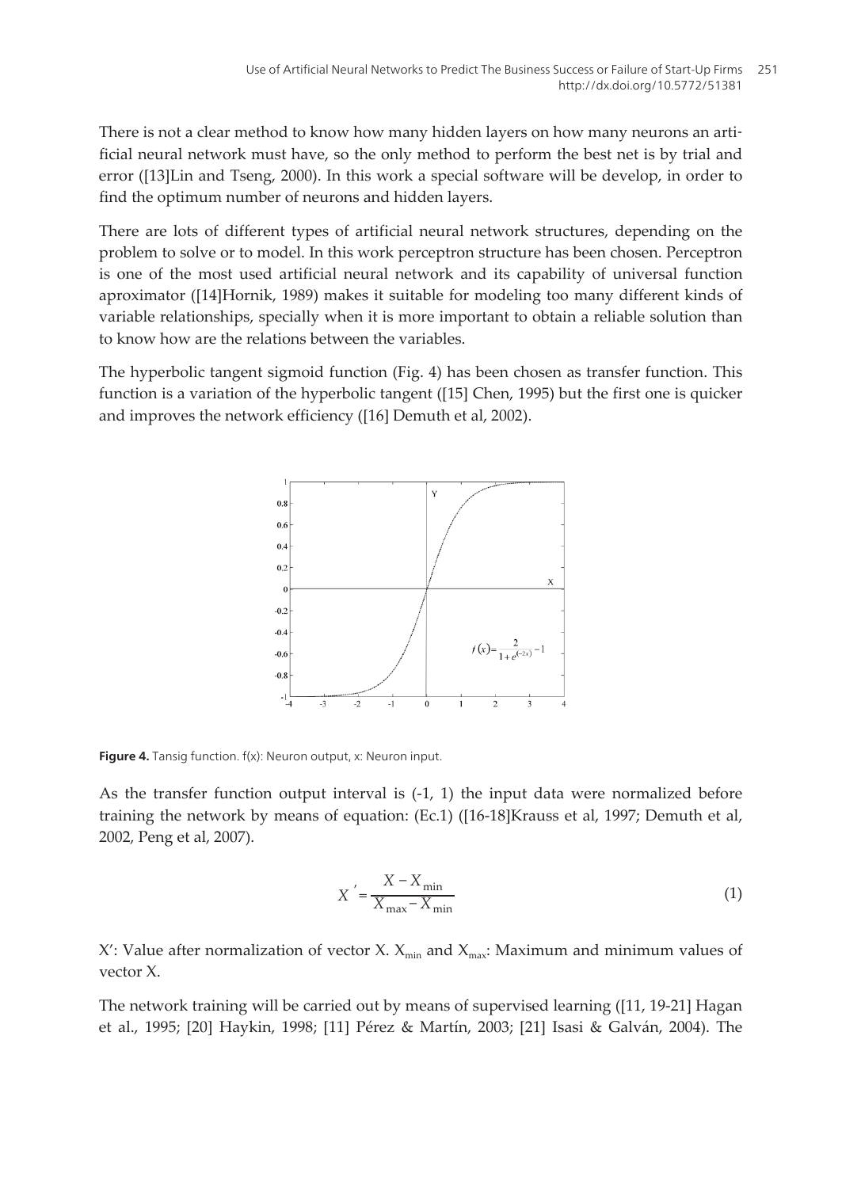There is not a clear method to know how many hidden layers on how many neurons an artificial neural network must have, so the only method to perform the best net is by trial and error ([13]Lin and Tseng, 2000). In this work a special software will be develop, in order to find the optimum number of neurons and hidden layers.

There are lots of different types of artificial neural network structures, depending on the problem to solve or to model. In this work perceptron structure has been chosen. Perceptron is one of the most used artificial neural network and its capability of universal function aproximator ([14]Hornik, 1989) makes it suitable for modeling too many different kinds of variable relationships, specially when it is more important to obtain a reliable solution than to know how are the relations between the variables.

The hyperbolic tangent sigmoid function (Fig. 4) has been chosen as transfer function. This function is a variation of the hyperbolic tangent ([15] Chen, 1995) but the first one is quicker and improves the network efficiency ([16] Demuth et al, 2002).

$$f(x) = \frac{2}{1+e^{(-2x)}} - 1$$

**Figure 4.** Tansig function. f(x): Neuron output, x: Neuron input.

As the transfer function output interval is (-1, 1) the input data were normalized before training the network by means of equation: (Ec.1) ([16-18]Krauss et al, 1997; Demuth et al, 2002, Peng et al, 2007).

$$X' = \frac{X - X_{\min}}{X_{\max} - X_{\min}} \tag{1}$$

X': Value after normalization of vector X. $X_{min}$ and $X_{max}$: Maximum and minimum values of vector X.

The network training will be carried out by means of supervised learning ([11, 19-21] Hagan et al., 1995; [20] Haykin, 1998; [11] Pérez & Martín, 2003; [21] Isasi & Galván, 2004). The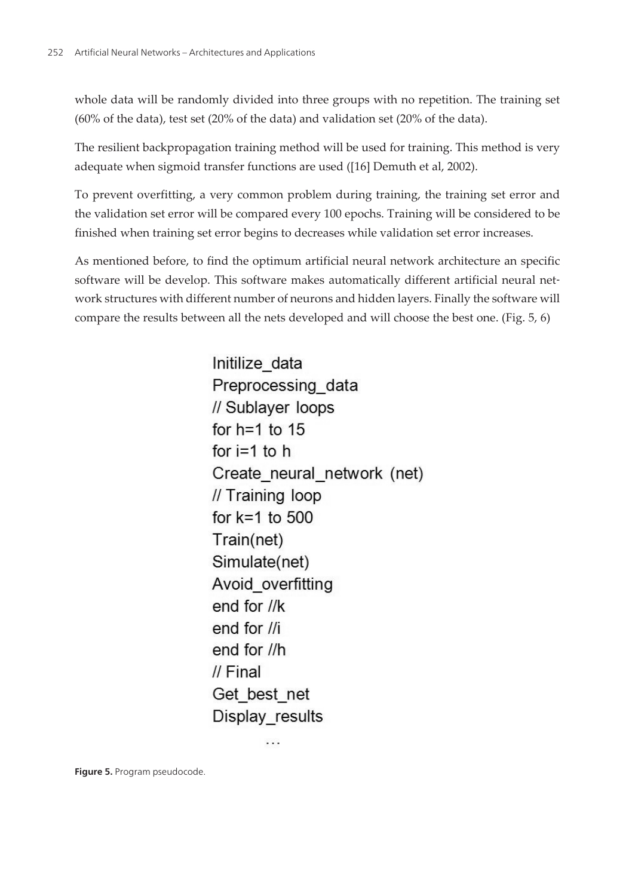whole data will be randomly divided into three groups with no repetition. The training set (60% of the data), test set (20% of the data) and validation set (20% of the data).

The resilient backpropagation training method will be used for training. This method is very adequate when sigmoid transfer functions are used ([16] Demuth et al, 2002).

To prevent overfitting, a very common problem during training, the training set error and the validation set error will be compared every 100 epochs. Training will be considered to be finished when training set error begins to decreases while validation set error increases.

As mentioned before, to find the optimum artificial neural network architecture an specific software will be develop. This software makes automatically different artificial neural network structures with different number of neurons and hidden layers. Finally the software will compare the results between all the nets developed and will choose the best one. (Fig. 5, 6)

```
Initilize_data
Preprocessing_data
// Sublayer loops
for h=1 to 15
for i=1 to h
Create_neural_network (net)
// Training loop
for k=1 to 500
Train(net)
Simulate(net)
Avoid_overfitting
end for //k
end for //i
end for //h
// Final
Get_best_net
Display_results
        ...
```

**Figure 5.** Program pseudocode.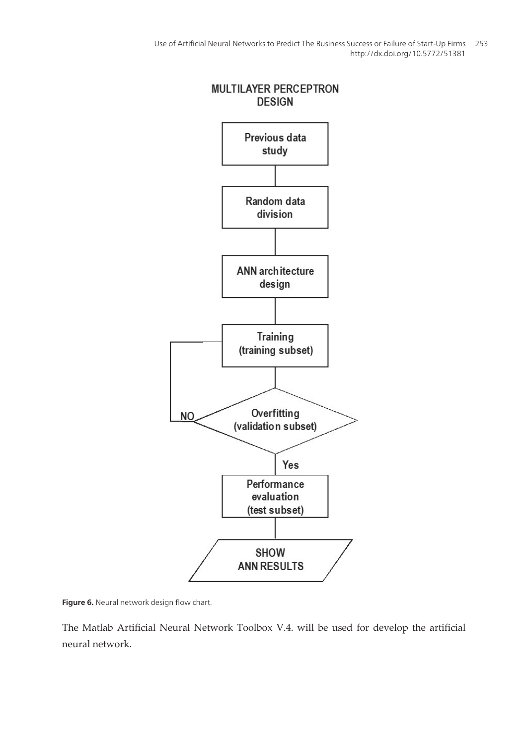MULTILAYER PERCEPTRON DESIGN

Previous data study → Random data division → ANN architecture design → Training (training subset) → Overfitting (validation subset) — NO → Training (training subset); Yes → Performance evaluation (test subset) → SHOW ANN RESULTS

**Figure 6.** Neural network design flow chart.

The Matlab Artificial Neural Network Toolbox V.4. will be used for develop the artificial neural network.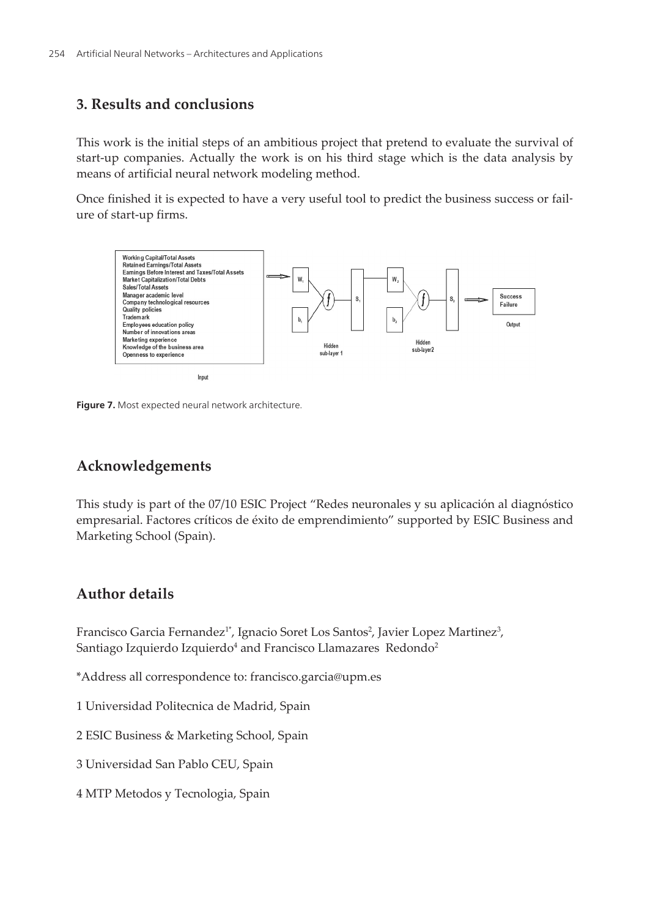## 3. Results and conclusions

This work is the initial steps of an ambitious project that pretend to evaluate the survival of start-up companies. Actually the work is on his third stage which is the data analysis by means of artificial neural network modeling method.

Once finished it is expected to have a very useful tool to predict the business success or failure of start-up firms.

**Figure 7.** Most expected neural network architecture.

## Acknowledgements

This study is part of the 07/10 ESIC Project "Redes neuronales y su aplicación al diagnóstico empresarial. Factores críticos de éxito de emprendimiento" supported by ESIC Business and Marketing School (Spain).

## Author details

Francisco Garcia Fernandez[1*], Ignacio Soret Los Santos[2], Javier Lopez Martinez[3], Santiago Izquierdo Izquierdo[4] and Francisco Llamazares Redondo[2]

*Address all correspondence to: francisco.garcia@upm.es

1 Universidad Politecnica de Madrid, Spain

2 ESIC Business & Marketing School, Spain

3 Universidad San Pablo CEU, Spain

4 MTP Metodos y Tecnologia, Spain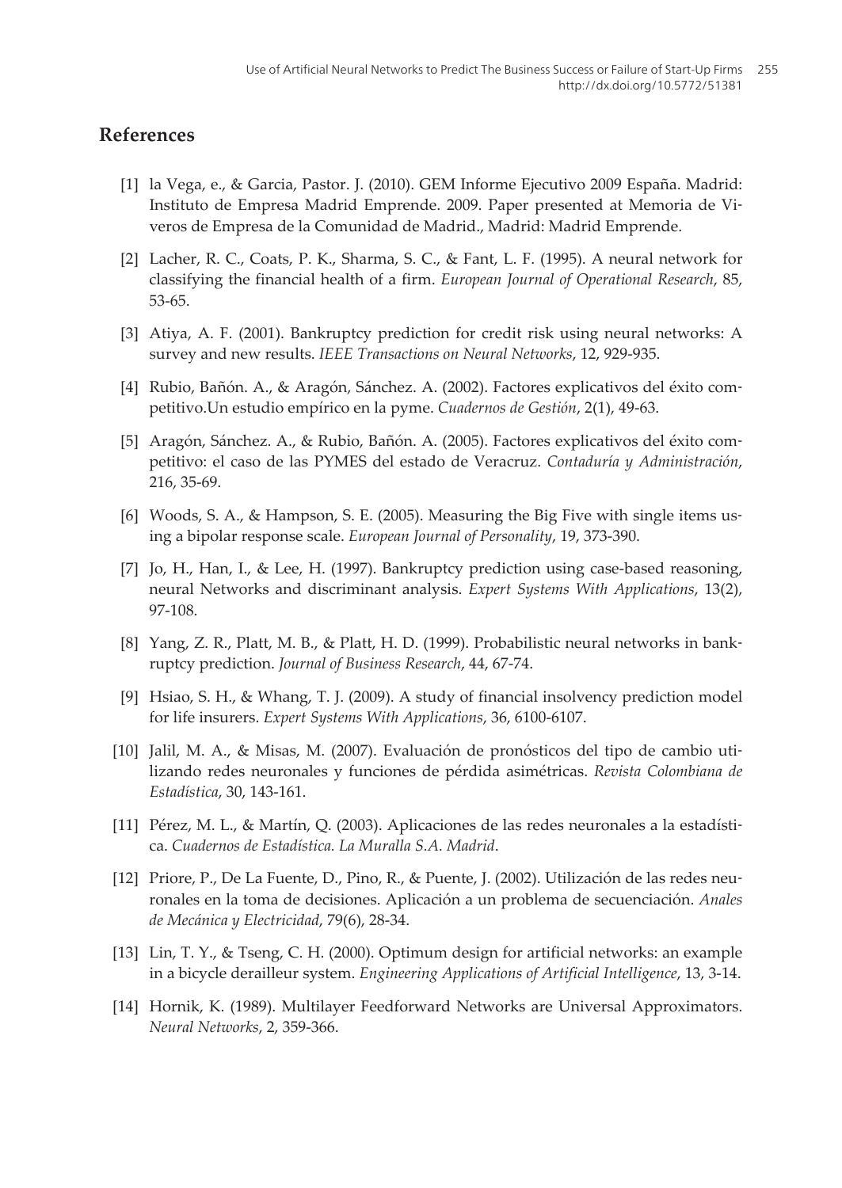## References

[1] la Vega, e., & Garcia, Pastor. J. (2010). GEM Informe Ejecutivo 2009 España. Madrid: Instituto de Empresa Madrid Emprende. 2009. Paper presented at Memoria de Viveros de Empresa de la Comunidad de Madrid., Madrid: Madrid Emprende.

[2] Lacher, R. C., Coats, P. K., Sharma, S. C., & Fant, L. F. (1995). A neural network for classifying the financial health of a firm. *European Journal of Operational Research*, 85, 53-65.

[3] Atiya, A. F. (2001). Bankruptcy prediction for credit risk using neural networks: A survey and new results. *IEEE Transactions on Neural Networks*, 12, 929-935.

[4] Rubio, Bañón. A., & Aragón, Sánchez. A. (2002). Factores explicativos del éxito competitivo.Un estudio empírico en la pyme. *Cuadernos de Gestión*, 2(1), 49-63.

[5] Aragón, Sánchez. A., & Rubio, Bañón. A. (2005). Factores explicativos del éxito competitivo: el caso de las PYMES del estado de Veracruz. *Contaduría y Administración*, 216, 35-69.

[6] Woods, S. A., & Hampson, S. E. (2005). Measuring the Big Five with single items using a bipolar response scale. *European Journal of Personality*, 19, 373-390.

[7] Jo, H., Han, I., & Lee, H. (1997). Bankruptcy prediction using case-based reasoning, neural Networks and discriminant analysis. *Expert Systems With Applications*, 13(2), 97-108.

[8] Yang, Z. R., Platt, M. B., & Platt, H. D. (1999). Probabilistic neural networks in bankruptcy prediction. *Journal of Business Research*, 44, 67-74.

[9] Hsiao, S. H., & Whang, T. J. (2009). A study of financial insolvency prediction model for life insurers. *Expert Systems With Applications*, 36, 6100-6107.

[10] Jalil, M. A., & Misas, M. (2007). Evaluación de pronósticos del tipo de cambio utilizando redes neuronales y funciones de pérdida asimétricas. *Revista Colombiana de Estadística*, 30, 143-161.

[11] Pérez, M. L., & Martín, Q. (2003). Aplicaciones de las redes neuronales a la estadística. *Cuadernos de Estadística. La Muralla S.A. Madrid*.

[12] Priore, P., De La Fuente, D., Pino, R., & Puente, J. (2002). Utilización de las redes neuronales en la toma de decisiones. Aplicación a un problema de secuenciación. *Anales de Mecánica y Electricidad*, 79(6), 28-34.

[13] Lin, T. Y., & Tseng, C. H. (2000). Optimum design for artificial networks: an example in a bicycle derailleur system. *Engineering Applications of Artificial Intelligence*, 13, 3-14.

[14] Hornik, K. (1989). Multilayer Feedforward Networks are Universal Approximators. *Neural Networks*, 2, 359-366.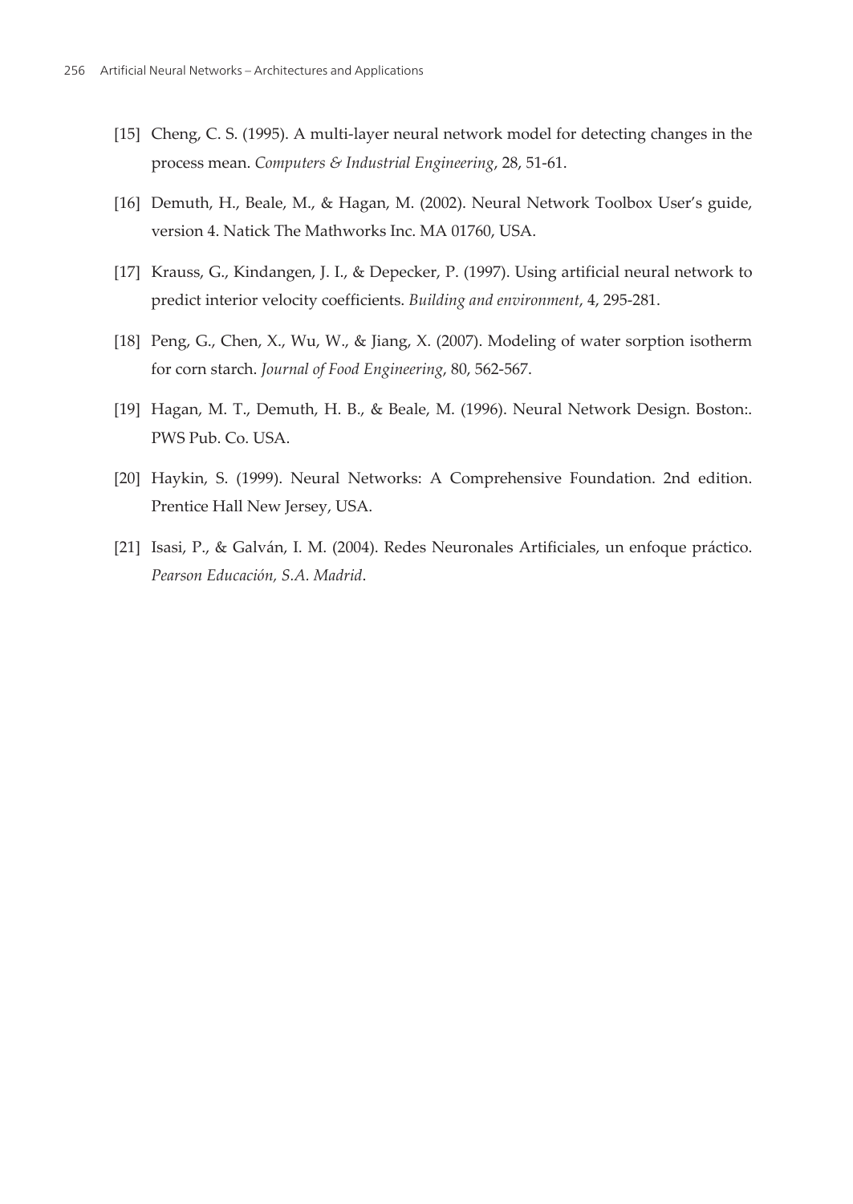[15] Cheng, C. S. (1995). A multi-layer neural network model for detecting changes in the process mean. *Computers & Industrial Engineering*, 28, 51-61.

[16] Demuth, H., Beale, M., & Hagan, M. (2002). Neural Network Toolbox User's guide, version 4. Natick The Mathworks Inc. MA 01760, USA.

[17] Krauss, G., Kindangen, J. I., & Depecker, P. (1997). Using artificial neural network to predict interior velocity coefficients. *Building and environment*, 4, 295-281.

[18] Peng, G., Chen, X., Wu, W., & Jiang, X. (2007). Modeling of water sorption isotherm for corn starch. *Journal of Food Engineering*, 80, 562-567.

[19] Hagan, M. T., Demuth, H. B., & Beale, M. (1996). Neural Network Design. Boston:. PWS Pub. Co. USA.

[20] Haykin, S. (1999). Neural Networks: A Comprehensive Foundation. 2nd edition. Prentice Hall New Jersey, USA.

[21] Isasi, P., & Galván, I. M. (2004). Redes Neuronales Artificiales, un enfoque práctico. *Pearson Educación, S.A. Madrid*.